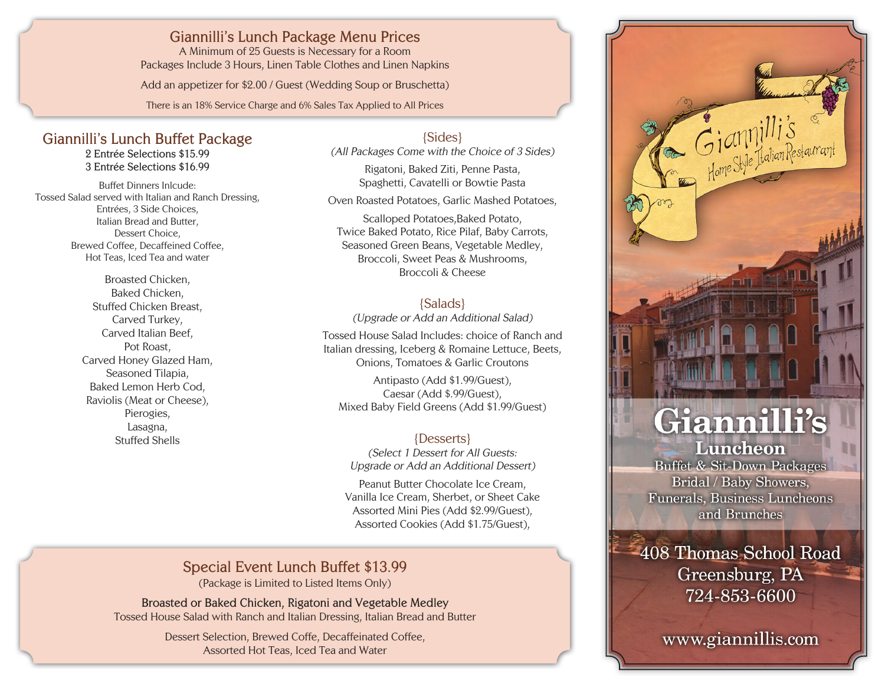## Giannilli's Lunch Package Menu Prices

A Minimum of 25 Guests is Necessary for a Room
Packages Include 3 Hours, Linen Table Clothes and Linen Napkins

Add an appetizer for $2.00 / Guest (Wedding Soup or Bruschetta)

There is an 18% Service Charge and 6% Sales Tax Applied to All Prices

## Giannilli's Lunch Buffet Package

2 Entrée Selections $15.99
3 Entrée Selections $16.99

Buffet Dinners Inlcude:
Tossed Salad served with Italian and Ranch Dressing,
Entrées, 3 Side Choices,
Italian Bread and Butter,
Dessert Choice,
Brewed Coffee, Decaffeined Coffee,
Hot Teas, Iced Tea and water

Broasted Chicken,
Baked Chicken,
Stuffed Chicken Breast,
Carved Turkey,
Carved Italian Beef,
Pot Roast,
Carved Honey Glazed Ham,
Seasoned Tilapia,
Baked Lemon Herb Cod,
Raviolis (Meat or Cheese),
Pierogies,
Lasagna,
Stuffed Shells

### {Sides}

*(All Packages Come with the Choice of 3 Sides)*

Rigatoni, Baked Ziti, Penne Pasta,
Spaghetti, Cavatelli or Bowtie Pasta

Oven Roasted Potatoes, Garlic Mashed Potatoes,

Scalloped Potatoes,Baked Potato,
Twice Baked Potato, Rice Pilaf, Baby Carrots,
Seasoned Green Beans, Vegetable Medley,
Broccoli, Sweet Peas & Mushrooms,
Broccoli & Cheese

### {Salads}

*(Upgrade or Add an Additional Salad)*

Tossed House Salad Includes: choice of Ranch and
Italian dressing, Iceberg & Romaine Lettuce, Beets,
Onions, Tomatoes & Garlic Croutons

Antipasto (Add $1.99/Guest),
Caesar (Add $.99/Guest),
Mixed Baby Field Greens (Add $1.99/Guest)

### {Desserts}

*(Select 1 Dessert for All Guests:
Upgrade or Add an Additional Dessert)*

Peanut Butter Chocolate Ice Cream,
Vanilla Ice Cream, Sherbet, or Sheet Cake
Assorted Mini Pies (Add $2.99/Guest),
Assorted Cookies (Add $1.75/Guest),

## Special Event Lunch Buffet $13.99

(Package is Limited to Listed Items Only)

Broasted or Baked Chicken, Rigatoni and Vegetable Medley
Tossed House Salad with Ranch and Italian Dressing, Italian Bread and Butter

Dessert Selection, Brewed Coffe, Decaffeinated Coffee,
Assorted Hot Teas, Iced Tea and Water

---

Giannilli's
Home Style Italian Restaurant

# Giannilli's

## Luncheon

Buffet & Sit-Down Packages
Bridal / Baby Showers,
Funerals, Business Luncheons
and Brunches

408 Thomas School Road
Greensburg, PA
724-853-6600

www.giannillis.com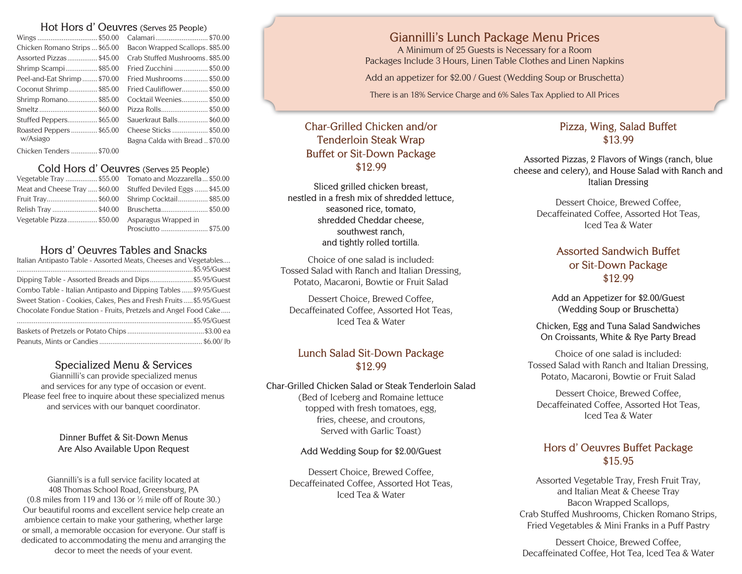## Hot Hors d' Oeuvres (Serves 25 People)

| | | | |
|---|---|---|---|
| Wings | $50.00 | Calamari | $70.00 |
| Chicken Romano Strips | $65.00 | Bacon Wrapped Scallops | $85.00 |
| Assorted Pizzas | $45.00 | Crab Stuffed Mushrooms | $85.00 |
| Shrimp Scampi | $85.00 | Fried Zucchini | $50.00 |
| Peel-and-Eat Shrimp | $70.00 | Fried Mushrooms | $50.00 |
| Coconut Shrimp | $85.00 | Fried Cauliflower | $50.00 |
| Shrimp Romano | $85.00 | Cocktail Weenies | $50.00 |
| Smeltz | $60.00 | Pizza Rolls | $50.00 |
| Stuffed Peppers | $65.00 | Sauerkraut Balls | $60.00 |
| Roasted Peppers w/Asiago | $65.00 | Cheese Sticks | $50.00 |
| Chicken Tenders | $70.00 | Bagna Calda with Bread | $70.00 |

## Cold Hors d' Oeuvres (Serves 25 People)

| | | | |
|---|---|---|---|
| Vegetable Tray | $55.00 | Tomato and Mozzarella | $50.00 |
| Meat and Cheese Tray | $60.00 | Stuffed Deviled Eggs | $45.00 |
| Fruit Tray | $60.00 | Shrimp Cocktail | $85.00 |
| Relish Tray | $40.00 | Bruschetta | $50.00 |
| Vegetable Pizza | $50.00 | Asparagus Wrapped in Prosciutto | $75.00 |

## Hors d' Oeuvres Tables and Snacks

| | |
|---|---|
| Italian Antipasto Table - Assorted Meats, Cheeses and Vegetables | $5.95/Guest |
| Dipping Table - Assorted Breads and Dips | $5.95/Guest |
| Combo Table - Italian Antipasto and Dipping Tables | $9.95/Guest |
| Sweet Station - Cookies, Cakes, Pies and Fresh Fruits | $5.95/Guest |
| Chocolate Fondue Station - Fruits, Pretzels and Angel Food Cake | $5.95/Guest |
| Baskets of Pretzels or Potato Chips | $3.00 ea |
| Peanuts, Mints or Candies | $6.00/ lb |

## Specialized Menu & Services

Giannilli's can provide specialized menus and services for any type of occasion or event. Please feel free to inquire about these specialized menus and services with our banquet coordinator.

Dinner Buffet & Sit-Down Menus
Are Also Available Upon Request

Giannilli's is a full service facility located at 408 Thomas School Road, Greensburg, PA (0.8 miles from 119 and 136 or ½ mile off of Route 30.) Our beautiful rooms and excellent service help create an ambience certain to make your gathering, whether large or small, a memorable occasion for everyone. Our staff is dedicated to accommodating the menu and arranging the decor to meet the needs of your event.

# Giannilli's Lunch Package Menu Prices

A Minimum of 25 Guests is Necessary for a Room
Packages Include 3 Hours, Linen Table Clothes and Linen Napkins

Add an appetizer for $2.00 / Guest (Wedding Soup or Bruschetta)

There is an 18% Service Charge and 6% Sales Tax Applied to All Prices

## Char-Grilled Chicken and/or Tenderloin Steak Wrap Buffet or Sit-Down Package
**$12.99**

Sliced grilled chicken breast,
nestled in a fresh mix of shredded lettuce,
seasoned rice, tomato,
shredded Cheddar cheese,
southwest ranch,
and tightly rolled tortilla.

Choice of one salad is included:
Tossed Salad with Ranch and Italian Dressing,
Potato, Macaroni, Bowtie or Fruit Salad

Dessert Choice, Brewed Coffee,
Decaffeinated Coffee, Assorted Hot Teas,
Iced Tea & Water

## Lunch Salad Sit-Down Package
**$12.99**

Char-Grilled Chicken Salad or Steak Tenderloin Salad
(Bed of Iceberg and Romaine lettuce
topped with fresh tomatoes, egg,
fries, cheese, and croutons,
Served with Garlic Toast)

Add Wedding Soup for $2.00/Guest

Dessert Choice, Brewed Coffee,
Decaffeinated Coffee, Assorted Hot Teas,
Iced Tea & Water

## Pizza, Wing, Salad Buffet
**$13.99**

Assorted Pizzas, 2 Flavors of Wings (ranch, blue cheese and celery), and House Salad with Ranch and Italian Dressing

Dessert Choice, Brewed Coffee,
Decaffeinated Coffee, Assorted Hot Teas,
Iced Tea & Water

## Assorted Sandwich Buffet or Sit-Down Package
**$12.99**

Add an Appetizer for $2.00/Guest
(Wedding Soup or Bruschetta)

Chicken, Egg and Tuna Salad Sandwiches
On Croissants, White & Rye Party Bread

Choice of one salad is included:
Tossed Salad with Ranch and Italian Dressing,
Potato, Macaroni, Bowtie or Fruit Salad

Dessert Choice, Brewed Coffee,
Decaffeinated Coffee, Assorted Hot Teas,
Iced Tea & Water

## Hors d' Oeuvres Buffet Package
**$15.95**

Assorted Vegetable Tray, Fresh Fruit Tray,
and Italian Meat & Cheese Tray
Bacon Wrapped Scallops,
Crab Stuffed Mushrooms, Chicken Romano Strips,
Fried Vegetables & Mini Franks in a Puff Pastry

Dessert Choice, Brewed Coffee,
Decaffeinated Coffee, Hot Tea, Iced Tea & Water